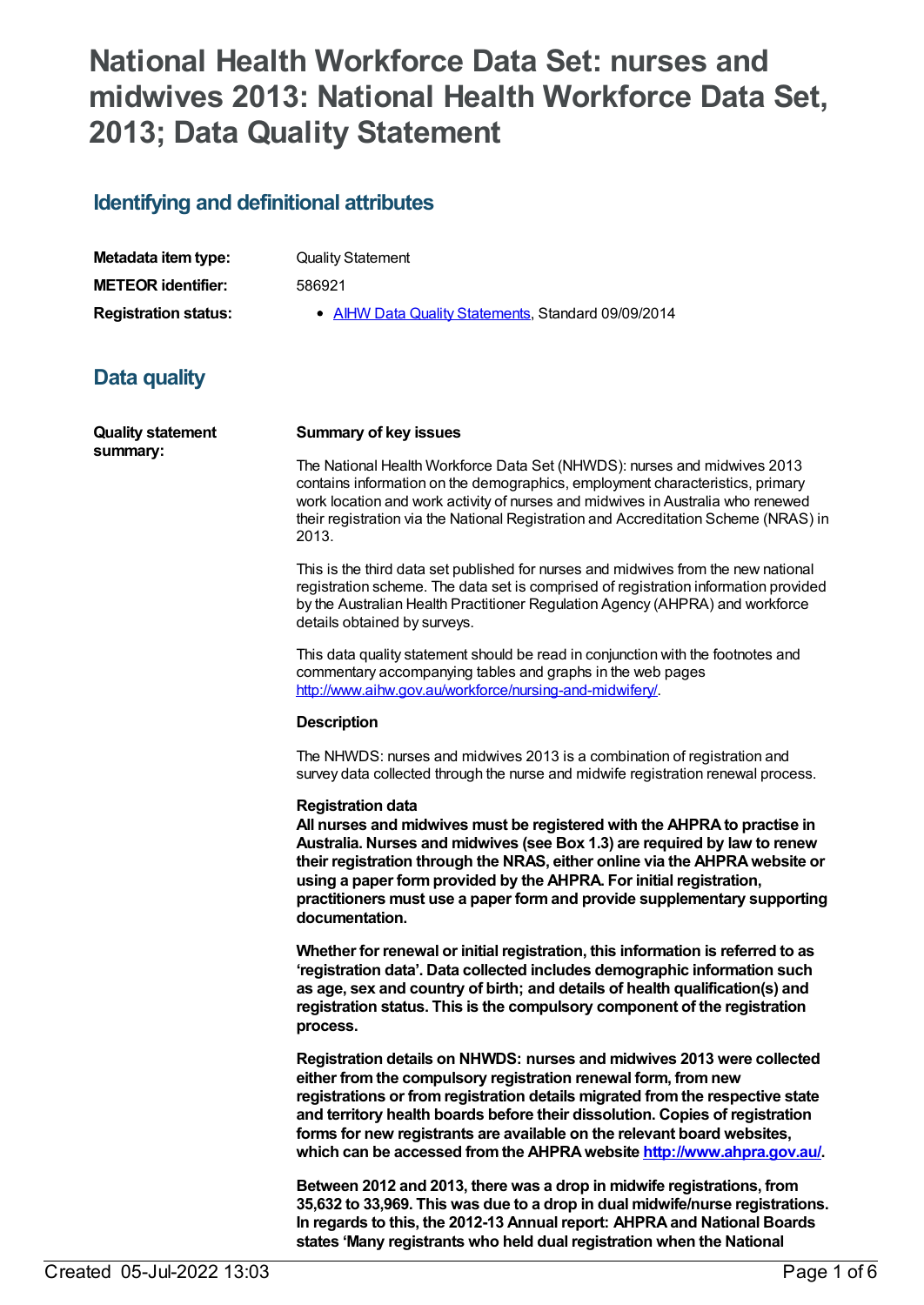# National Health Workforce Data Set: nurses and midwives 2013: National Health Workforce Data Set, 2013; Data Quality Statement

## Identifying and definitional attributes

| | |
|---|---|
| **Metadata item type:** | Quality Statement |
| **METEOR identifier:** | 586921 |
| **Registration status:** | • AIHW Data Quality Statements, Standard 09/09/2014 |

## Data quality

**Quality statement summary:**

**Summary of key issues**

The National Health Workforce Data Set (NHWDS): nurses and midwives 2013 contains information on the demographics, employment characteristics, primary work location and work activity of nurses and midwives in Australia who renewed their registration via the National Registration and Accreditation Scheme (NRAS) in 2013.

This is the third data set published for nurses and midwives from the new national registration scheme. The data set is comprised of registration information provided by the Australian Health Practitioner Regulation Agency (AHPRA) and workforce details obtained by surveys.

This data quality statement should be read in conjunction with the footnotes and commentary accompanying tables and graphs in the web pages http://www.aihw.gov.au/workforce/nursing-and-midwifery/.

**Description**

The NHWDS: nurses and midwives 2013 is a combination of registration and survey data collected through the nurse and midwife registration renewal process.

**Registration data**

**All nurses and midwives must be registered with the AHPRA to practise in Australia. Nurses and midwives (see Box 1.3) are required by law to renew their registration through the NRAS, either online via the AHPRA website or using a paper form provided by the AHPRA. For initial registration, practitioners must use a paper form and provide supplementary supporting documentation.**

**Whether for renewal or initial registration, this information is referred to as 'registration data'. Data collected includes demographic information such as age, sex and country of birth; and details of health qualification(s) and registration status. This is the compulsory component of the registration process.**

**Registration details on NHWDS: nurses and midwives 2013 were collected either from the compulsory registration renewal form, from new registrations or from registration details migrated from the respective state and territory health boards before their dissolution. Copies of registration forms for new registrants are available on the relevant board websites, which can be accessed from the AHPRA website http://www.ahpra.gov.au/.**

**Between 2012 and 2013, there was a drop in midwife registrations, from 35,632 to 33,969. This was due to a drop in dual midwife/nurse registrations. In regards to this, the 2012-13 Annual report: AHPRA and National Boards states 'Many registrants who held dual registration when the National**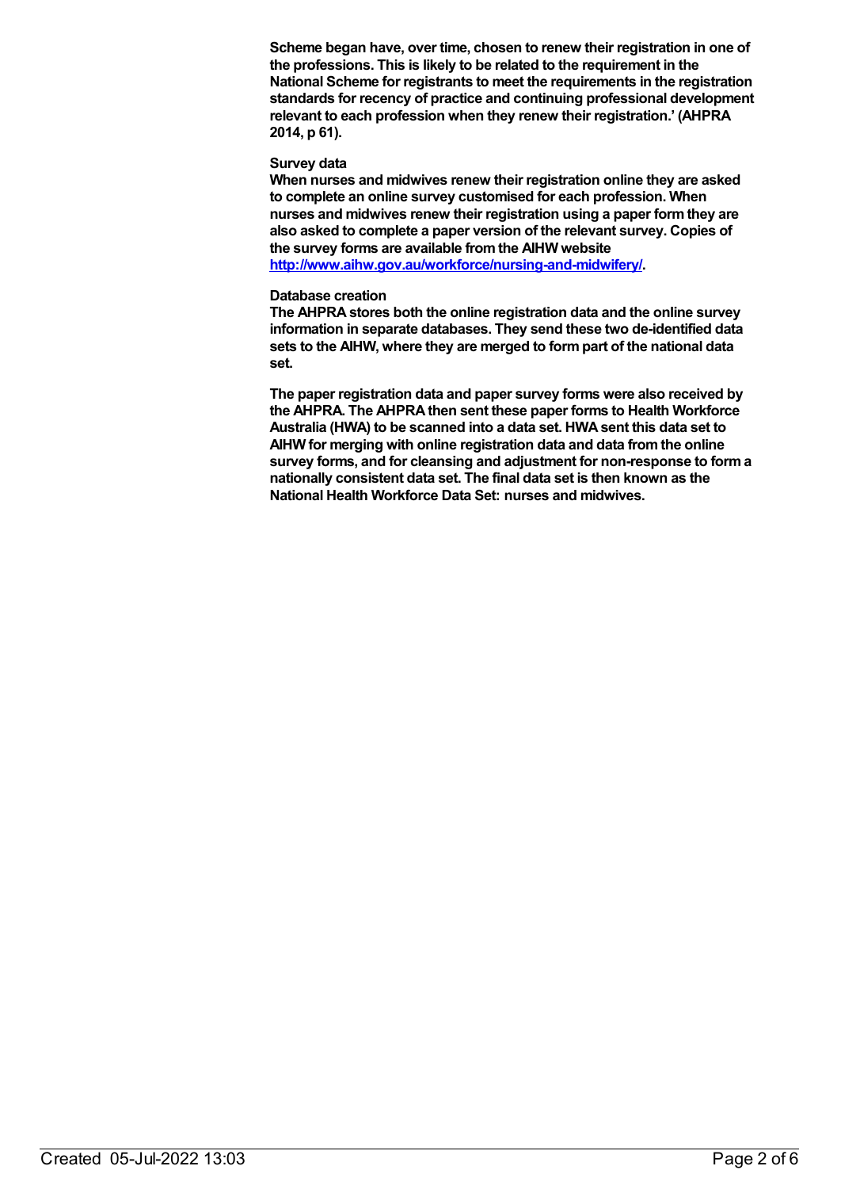**Scheme began have, over time, chosen to renew their registration in one of the professions. This is likely to be related to the requirement in the National Scheme for registrants to meet the requirements in the registration standards for recency of practice and continuing professional development relevant to each profession when they renew their registration.' (AHPRA 2014, p 61).**

**Survey data**

**When nurses and midwives renew their registration online they are asked to complete an online survey customised for each profession. When nurses and midwives renew their registration using a paper form they are also asked to complete a paper version of the relevant survey. Copies of the survey forms are available from the AIHW website [http://www.aihw.gov.au/workforce/nursing-and-midwifery/](http://www.aihw.gov.au/workforce/nursing-and-midwifery/).**

**Database creation**

**The AHPRA stores both the online registration data and the online survey information in separate databases. They send these two de-identified data sets to the AIHW, where they are merged to form part of the national data set.**

**The paper registration data and paper survey forms were also received by the AHPRA. The AHPRA then sent these paper forms to Health Workforce Australia (HWA) to be scanned into a data set. HWA sent this data set to AIHW for merging with online registration data and data from the online survey forms, and for cleansing and adjustment for non-response to form a nationally consistent data set. The final data set is then known as the National Health Workforce Data Set: nurses and midwives.**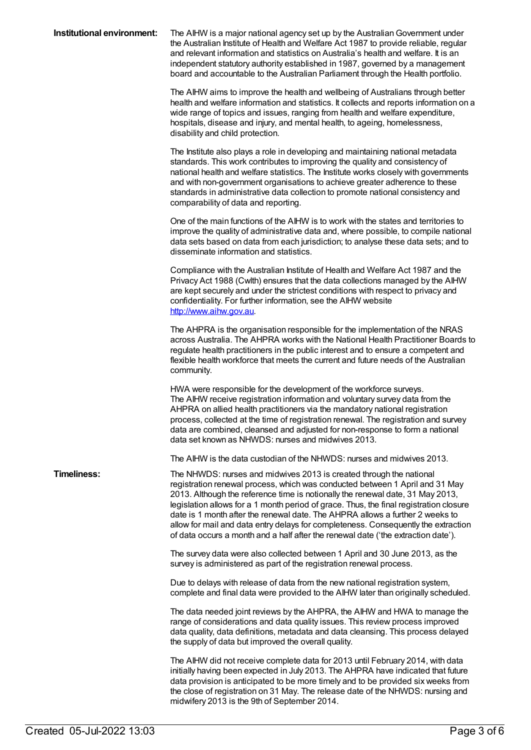**Institutional environment:**

The AIHW is a major national agency set up by the Australian Government under the Australian Institute of Health and Welfare Act 1987 to provide reliable, regular and relevant information and statistics on Australia's health and welfare. It is an independent statutory authority established in 1987, governed by a management board and accountable to the Australian Parliament through the Health portfolio.

The AIHW aims to improve the health and wellbeing of Australians through better health and welfare information and statistics. It collects and reports information on a wide range of topics and issues, ranging from health and welfare expenditure, hospitals, disease and injury, and mental health, to ageing, homelessness, disability and child protection.

The Institute also plays a role in developing and maintaining national metadata standards. This work contributes to improving the quality and consistency of national health and welfare statistics. The Institute works closely with governments and with non-government organisations to achieve greater adherence to these standards in administrative data collection to promote national consistency and comparability of data and reporting.

One of the main functions of the AIHW is to work with the states and territories to improve the quality of administrative data and, where possible, to compile national data sets based on data from each jurisdiction; to analyse these data sets; and to disseminate information and statistics.

Compliance with the Australian Institute of Health and Welfare Act 1987 and the Privacy Act 1988 (Cwlth) ensures that the data collections managed by the AIHW are kept securely and under the strictest conditions with respect to privacy and confidentiality. For further information, see the AIHW website http://www.aihw.gov.au.

The AHPRA is the organisation responsible for the implementation of the NRAS across Australia. The AHPRA works with the National Health Practitioner Boards to regulate health practitioners in the public interest and to ensure a competent and flexible health workforce that meets the current and future needs of the Australian community.

HWA were responsible for the development of the workforce surveys. The AIHW receive registration information and voluntary survey data from the AHPRA on allied health practitioners via the mandatory national registration process, collected at the time of registration renewal. The registration and survey data are combined, cleansed and adjusted for non-response to form a national data set known as NHWDS: nurses and midwives 2013.

The AIHW is the data custodian of the NHWDS: nurses and midwives 2013.

**Timeliness:**

The NHWDS: nurses and midwives 2013 is created through the national registration renewal process, which was conducted between 1 April and 31 May 2013. Although the reference time is notionally the renewal date, 31 May 2013, legislation allows for a 1 month period of grace. Thus, the final registration closure date is 1 month after the renewal date. The AHPRA allows a further 2 weeks to allow for mail and data entry delays for completeness. Consequently the extraction of data occurs a month and a half after the renewal date ('the extraction date').

The survey data were also collected between 1 April and 30 June 2013, as the survey is administered as part of the registration renewal process.

Due to delays with release of data from the new national registration system, complete and final data were provided to the AIHW later than originally scheduled.

The data needed joint reviews by the AHPRA, the AIHW and HWA to manage the range of considerations and data quality issues. This review process improved data quality, data definitions, metadata and data cleansing. This process delayed the supply of data but improved the overall quality.

The AIHW did not receive complete data for 2013 until February 2014, with data initially having been expected in July 2013. The AHPRA have indicated that future data provision is anticipated to be more timely and to be provided six weeks from the close of registration on 31 May. The release date of the NHWDS: nursing and midwifery 2013 is the 9th of September 2014.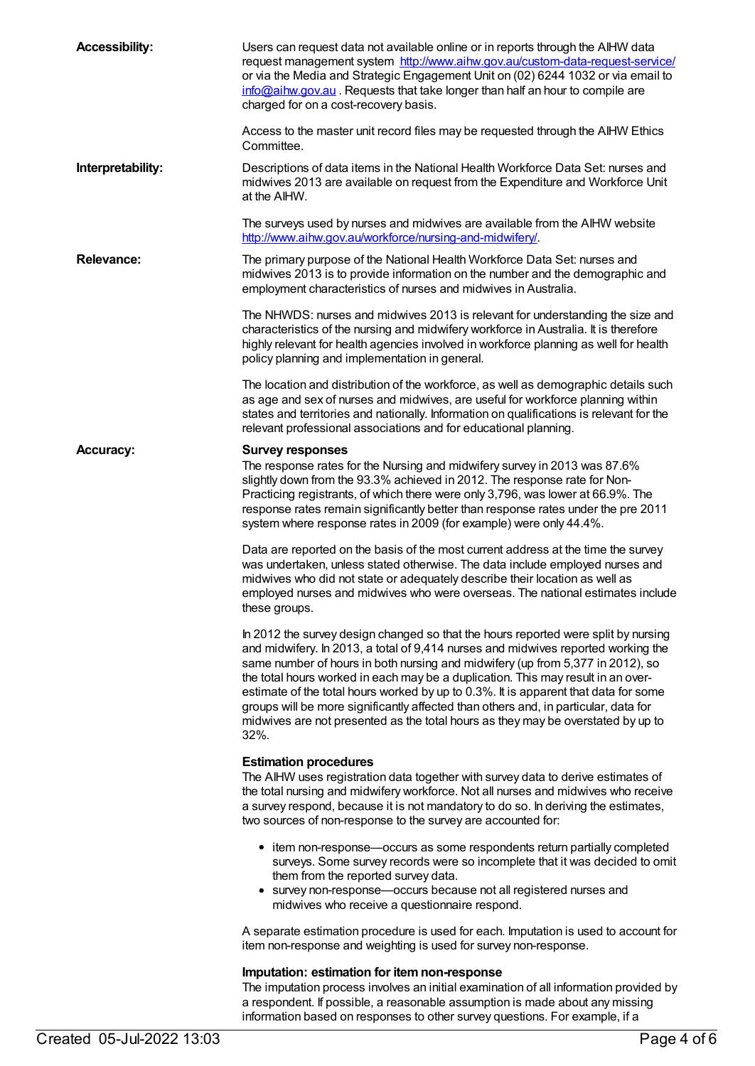**Accessibility:**

Users can request data not available online or in reports through the AIHW data request management system http://www.aihw.gov.au/custom-data-request-service/ or via the Media and Strategic Engagement Unit on (02) 6244 1032 or via email to info@aihw.gov.au . Requests that take longer than half an hour to compile are charged for on a cost-recovery basis.

Access to the master unit record files may be requested through the AIHW Ethics Committee.

**Interpretability:**

Descriptions of data items in the National Health Workforce Data Set: nurses and midwives 2013 are available on request from the Expenditure and Workforce Unit at the AIHW.

The surveys used by nurses and midwives are available from the AIHW website http://www.aihw.gov.au/workforce/nursing-and-midwifery/.

**Relevance:**

The primary purpose of the National Health Workforce Data Set: nurses and midwives 2013 is to provide information on the number and the demographic and employment characteristics of nurses and midwives in Australia.

The NHWDS: nurses and midwives 2013 is relevant for understanding the size and characteristics of the nursing and midwifery workforce in Australia. It is therefore highly relevant for health agencies involved in workforce planning as well for health policy planning and implementation in general.

The location and distribution of the workforce, as well as demographic details such as age and sex of nurses and midwives, are useful for workforce planning within states and territories and nationally. Information on qualifications is relevant for the relevant professional associations and for educational planning.

**Accuracy:**

**Survey responses**

The response rates for the Nursing and midwifery survey in 2013 was 87.6% slightly down from the 93.3% achieved in 2012. The response rate for Non-Practicing registrants, of which there were only 3,796, was lower at 66.9%. The response rates remain significantly better than response rates under the pre 2011 system where response rates in 2009 (for example) were only 44.4%.

Data are reported on the basis of the most current address at the time the survey was undertaken, unless stated otherwise. The data include employed nurses and midwives who did not state or adequately describe their location as well as employed nurses and midwives who were overseas. The national estimates include these groups.

In 2012 the survey design changed so that the hours reported were split by nursing and midwifery. In 2013, a total of 9,414 nurses and midwives reported working the same number of hours in both nursing and midwifery (up from 5,377 in 2012), so the total hours worked in each may be a duplication. This may result in an over-estimate of the total hours worked by up to 0.3%. It is apparent that data for some groups will be more significantly affected than others and, in particular, data for midwives are not presented as the total hours as they may be overstated by up to 32%.

**Estimation procedures**

The AIHW uses registration data together with survey data to derive estimates of the total nursing and midwifery workforce. Not all nurses and midwives who receive a survey respond, because it is not mandatory to do so. In deriving the estimates, two sources of non-response to the survey are accounted for:

- item non-response—occurs as some respondents return partially completed surveys. Some survey records were so incomplete that it was decided to omit them from the reported survey data.
- survey non-response—occurs because not all registered nurses and midwives who receive a questionnaire respond.

A separate estimation procedure is used for each. Imputation is used to account for item non-response and weighting is used for survey non-response.

**Imputation: estimation for item non-response**

The imputation process involves an initial examination of all information provided by a respondent. If possible, a reasonable assumption is made about any missing information based on responses to other survey questions. For example, if a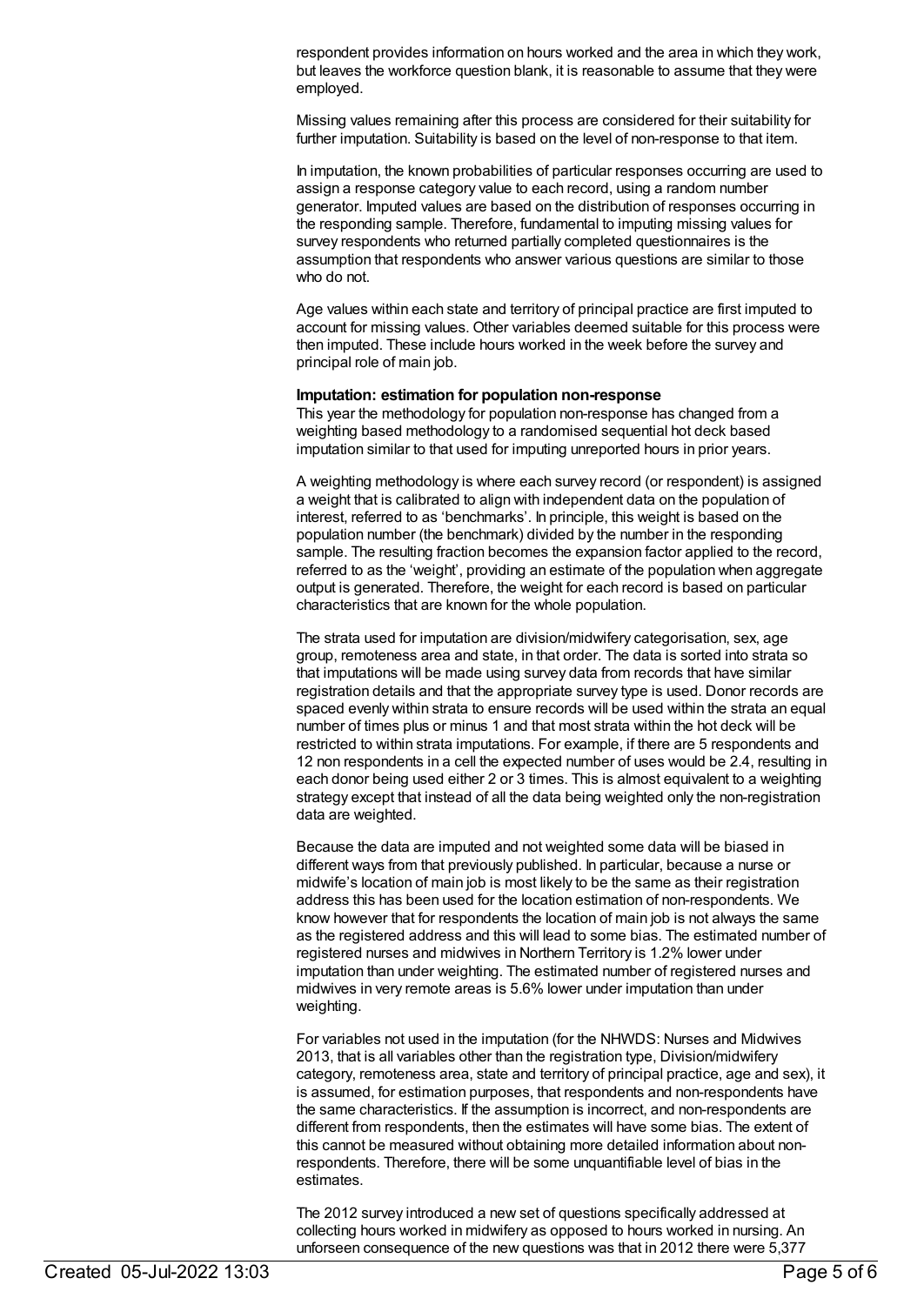respondent provides information on hours worked and the area in which they work, but leaves the workforce question blank, it is reasonable to assume that they were employed.

Missing values remaining after this process are considered for their suitability for further imputation. Suitability is based on the level of non-response to that item.

In imputation, the known probabilities of particular responses occurring are used to assign a response category value to each record, using a random number generator. Imputed values are based on the distribution of responses occurring in the responding sample. Therefore, fundamental to imputing missing values for survey respondents who returned partially completed questionnaires is the assumption that respondents who answer various questions are similar to those who do not.

Age values within each state and territory of principal practice are first imputed to account for missing values. Other variables deemed suitable for this process were then imputed. These include hours worked in the week before the survey and principal role of main job.

**Imputation: estimation for population non-response**

This year the methodology for population non-response has changed from a weighting based methodology to a randomised sequential hot deck based imputation similar to that used for imputing unreported hours in prior years.

A weighting methodology is where each survey record (or respondent) is assigned a weight that is calibrated to align with independent data on the population of interest, referred to as 'benchmarks'. In principle, this weight is based on the population number (the benchmark) divided by the number in the responding sample. The resulting fraction becomes the expansion factor applied to the record, referred to as the 'weight', providing an estimate of the population when aggregate output is generated. Therefore, the weight for each record is based on particular characteristics that are known for the whole population.

The strata used for imputation are division/midwifery categorisation, sex, age group, remoteness area and state, in that order. The data is sorted into strata so that imputations will be made using survey data from records that have similar registration details and that the appropriate survey type is used. Donor records are spaced evenly within strata to ensure records will be used within the strata an equal number of times plus or minus 1 and that most strata within the hot deck will be restricted to within strata imputations. For example, if there are 5 respondents and 12 non respondents in a cell the expected number of uses would be 2.4, resulting in each donor being used either 2 or 3 times. This is almost equivalent to a weighting strategy except that instead of all the data being weighted only the non-registration data are weighted.

Because the data are imputed and not weighted some data will be biased in different ways from that previously published. In particular, because a nurse or midwife's location of main job is most likely to be the same as their registration address this has been used for the location estimation of non-respondents. We know however that for respondents the location of main job is not always the same as the registered address and this will lead to some bias. The estimated number of registered nurses and midwives in Northern Territory is 1.2% lower under imputation than under weighting. The estimated number of registered nurses and midwives in very remote areas is 5.6% lower under imputation than under weighting.

For variables not used in the imputation (for the NHWDS: Nurses and Midwives 2013, that is all variables other than the registration type, Division/midwifery category, remoteness area, state and territory of principal practice, age and sex), it is assumed, for estimation purposes, that respondents and non-respondents have the same characteristics. If the assumption is incorrect, and non-respondents are different from respondents, then the estimates will have some bias. The extent of this cannot be measured without obtaining more detailed information about non-respondents. Therefore, there will be some unquantifiable level of bias in the estimates.

The 2012 survey introduced a new set of questions specifically addressed at collecting hours worked in midwifery as opposed to hours worked in nursing. An unforseen consequence of the new questions was that in 2012 there were 5,377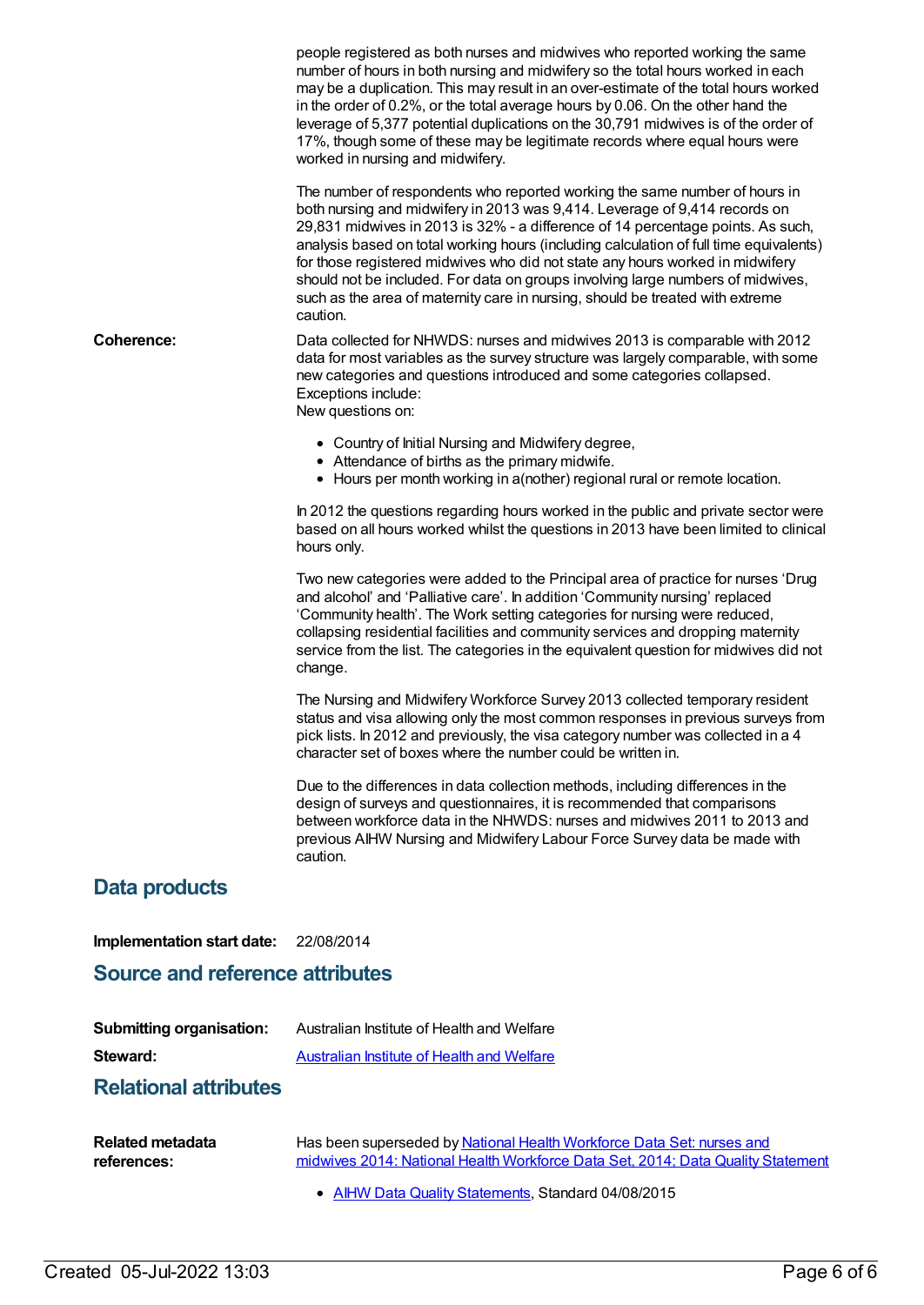people registered as both nurses and midwives who reported working the same number of hours in both nursing and midwifery so the total hours worked in each may be a duplication. This may result in an over-estimate of the total hours worked in the order of 0.2%, or the total average hours by 0.06. On the other hand the leverage of 5,377 potential duplications on the 30,791 midwives is of the order of 17%, though some of these may be legitimate records where equal hours were worked in nursing and midwifery.

The number of respondents who reported working the same number of hours in both nursing and midwifery in 2013 was 9,414. Leverage of 9,414 records on 29,831 midwives in 2013 is 32% - a difference of 14 percentage points. As such, analysis based on total working hours (including calculation of full time equivalents) for those registered midwives who did not state any hours worked in midwifery should not be included. For data on groups involving large numbers of midwives, such as the area of maternity care in nursing, should be treated with extreme caution.

**Coherence:**

Data collected for NHWDS: nurses and midwives 2013 is comparable with 2012 data for most variables as the survey structure was largely comparable, with some new categories and questions introduced and some categories collapsed. Exceptions include:
New questions on:

- Country of Initial Nursing and Midwifery degree,
- Attendance of births as the primary midwife.
- Hours per month working in a(nother) regional rural or remote location.

In 2012 the questions regarding hours worked in the public and private sector were based on all hours worked whilst the questions in 2013 have been limited to clinical hours only.

Two new categories were added to the Principal area of practice for nurses 'Drug and alcohol' and 'Palliative care'. In addition 'Community nursing' replaced 'Community health'. The Work setting categories for nursing were reduced, collapsing residential facilities and community services and dropping maternity service from the list. The categories in the equivalent question for midwives did not change.

The Nursing and Midwifery Workforce Survey 2013 collected temporary resident status and visa allowing only the most common responses in previous surveys from pick lists. In 2012 and previously, the visa category number was collected in a 4 character set of boxes where the number could be written in.

Due to the differences in data collection methods, including differences in the design of surveys and questionnaires, it is recommended that comparisons between workforce data in the NHWDS: nurses and midwives 2011 to 2013 and previous AIHW Nursing and Midwifery Labour Force Survey data be made with caution.

## Data products

**Implementation start date:** 22/08/2014

## Source and reference attributes

**Submitting organisation:** Australian Institute of Health and Welfare

**Steward:** Australian Institute of Health and Welfare

## Relational attributes

**Related metadata references:**

Has been superseded by National Health Workforce Data Set: nurses and midwives 2014: National Health Workforce Data Set, 2014; Data Quality Statement

- AIHW Data Quality Statements, Standard 04/08/2015